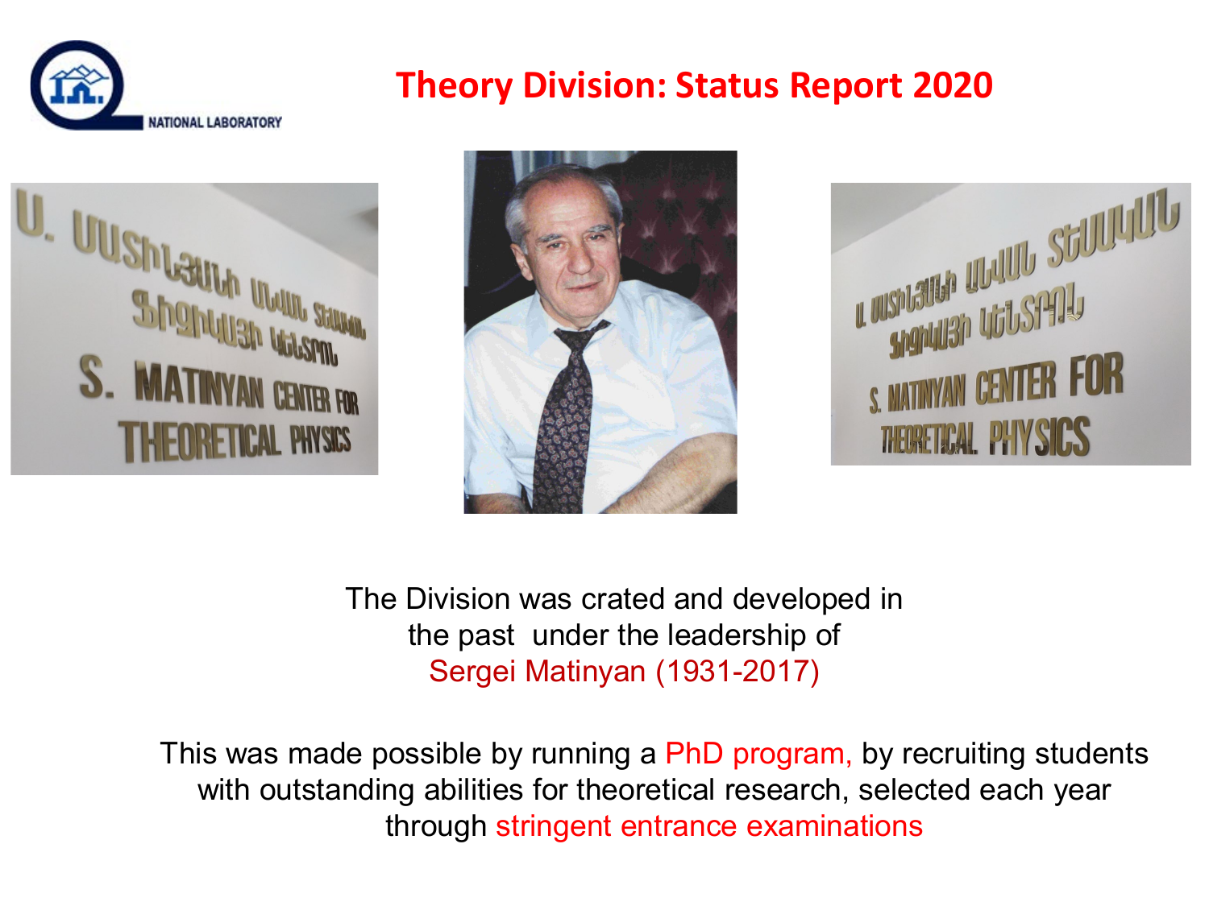# Theory Division: Status Report 2020

The Division was crated and developed in the past under the leadership of Sergei Matinyan (1931-2017)

This was made possible by running a PhD program, by recruiting students with outstanding abilities for theoretical research, selected each year through stringent entrance examinations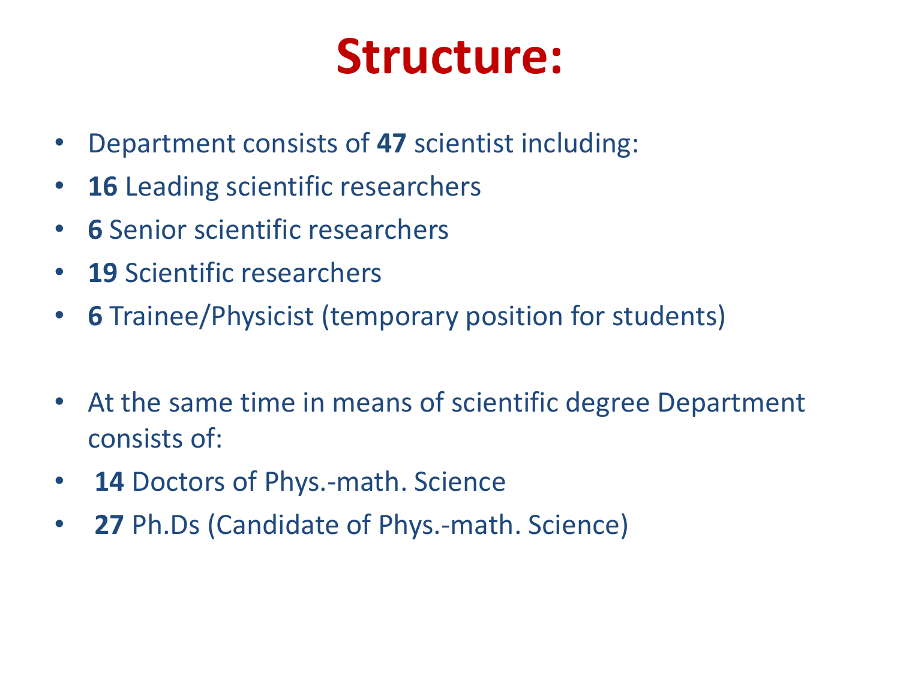# Structure:

- Department consists of **47** scientist including:
- **16** Leading scientific researchers
- **6** Senior scientific researchers
- **19** Scientific researchers
- **6** Trainee/Physicist (temporary position for students)

- At the same time in means of scientific degree Department consists of:
- **14** Doctors of Phys.-math. Science
- **27** Ph.Ds (Candidate of Phys.-math. Science)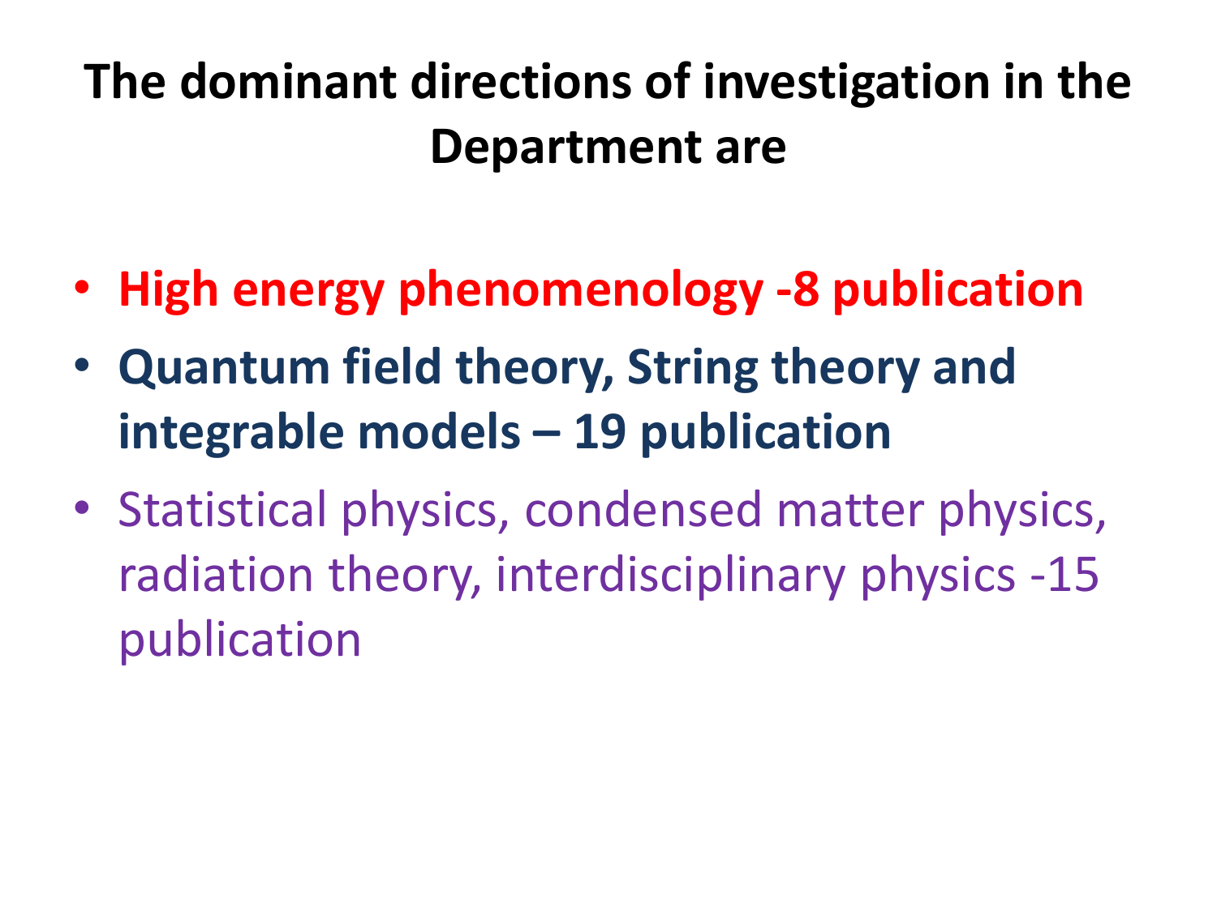# The dominant directions of investigation in the Department are

- **High energy phenomenology -8 publication**
- **Quantum field theory, String theory and integrable models – 19 publication**
- Statistical physics, condensed matter physics, radiation theory, interdisciplinary physics -15 publication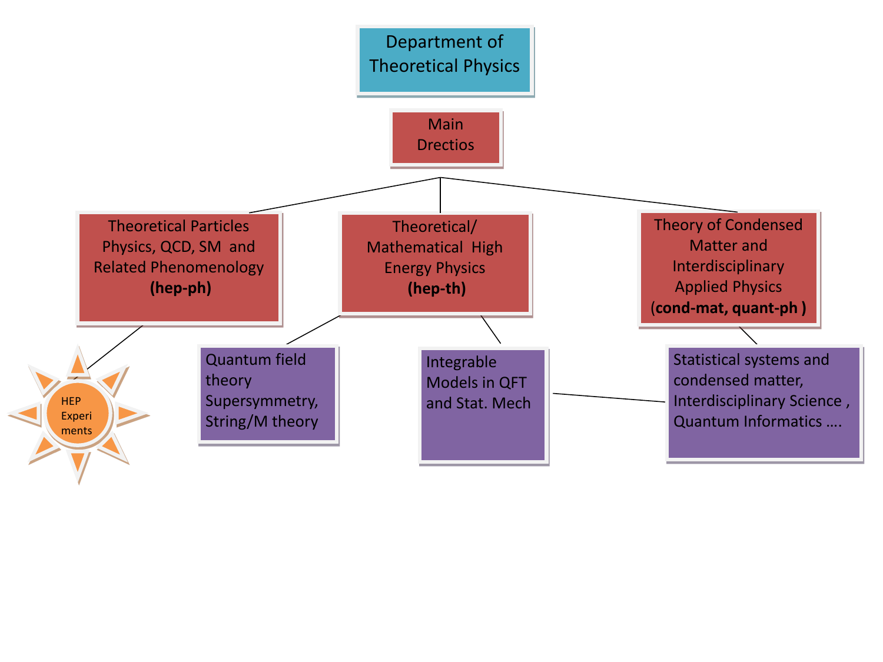# Department of Theoretical Physics

## Main Drectios

### Theoretical Particles Physics, QCD, SM and Related Phenomenology **(hep-ph)**

- HEP Experiments

### Theoretical/ Mathematical High Energy Physics **(hep-th)**

- Quantum field theory Supersymmetry, String/M theory
- Integrable Models in QFT and Stat. Mech

### Theory of Condensed Matter and Interdisciplinary Applied Physics (**cond-mat, quant-ph** )

- Statistical systems and condensed matter, Interdisciplinary Science , Quantum Informatics ….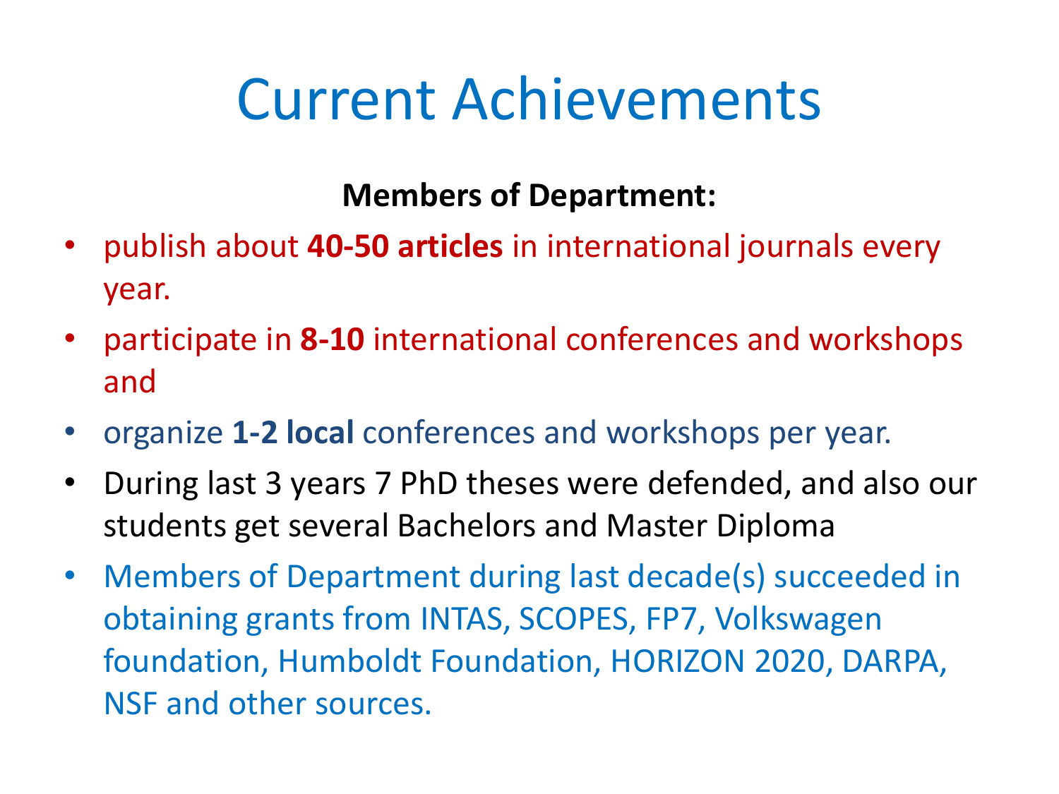# Current Achievements

**Members of Department:**

- publish about **40-50 articles** in international journals every year.
- participate in **8-10** international conferences and workshops and
- organize **1-2 local** conferences and workshops per year.
- During last 3 years 7 PhD theses were defended, and also our students get several Bachelors and Master Diploma
- Members of Department during last decade(s) succeeded in obtaining grants from INTAS, SCOPES, FP7, Volkswagen foundation, Humboldt Foundation, HORIZON 2020, DARPA, NSF and other sources.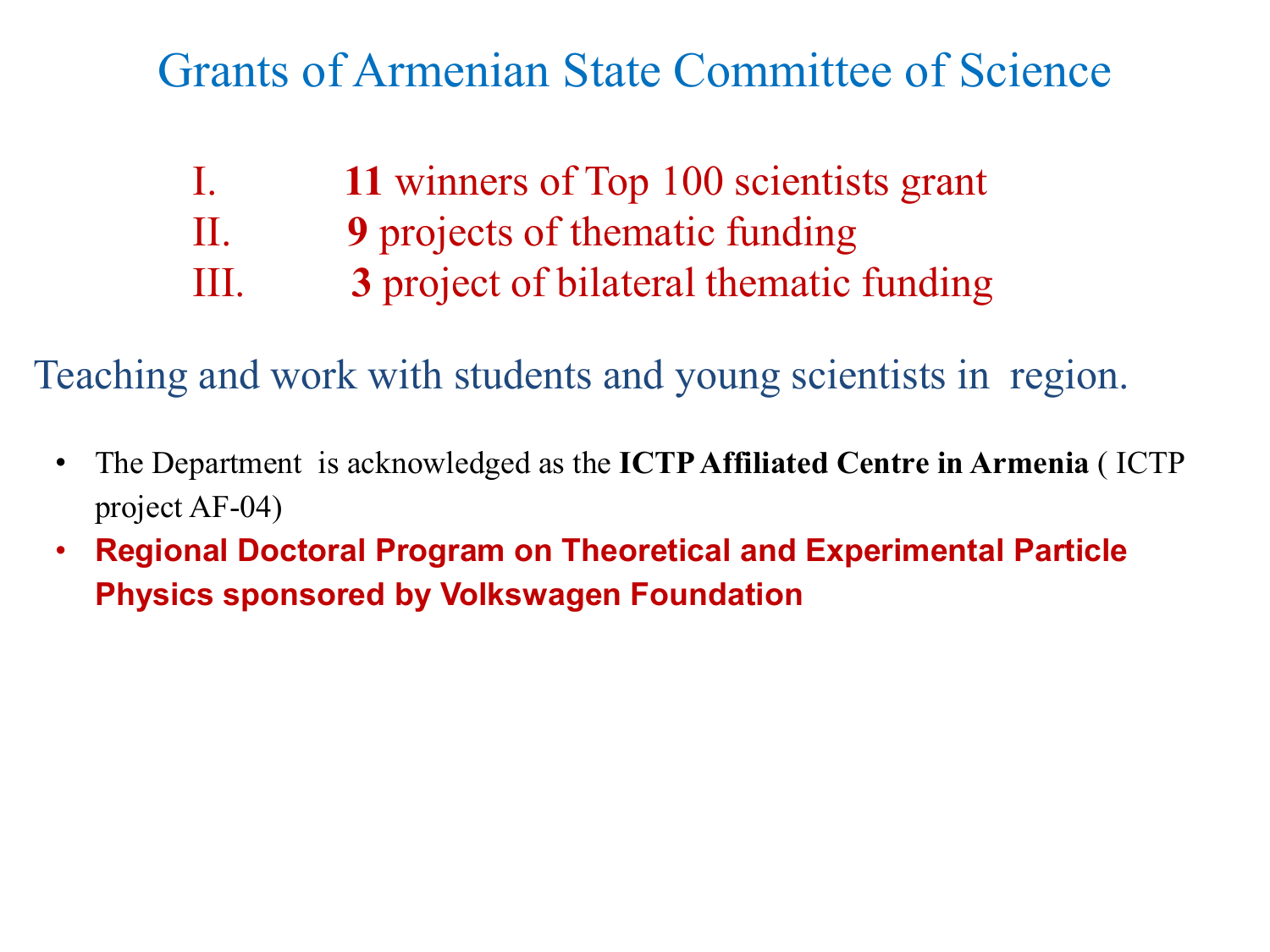# Grants of Armenian State Committee of Science

I. **11** winners of Top 100 scientists grant
II. **9** projects of thematic funding
III. **3** project of bilateral thematic funding

## Teaching and work with students and young scientists in region.

- The Department is acknowledged as the **ICTP Affiliated Centre in Armenia** ( ICTP project AF-04)
- **Regional Doctoral Program on Theoretical and Experimental Particle Physics sponsored by Volkswagen Foundation**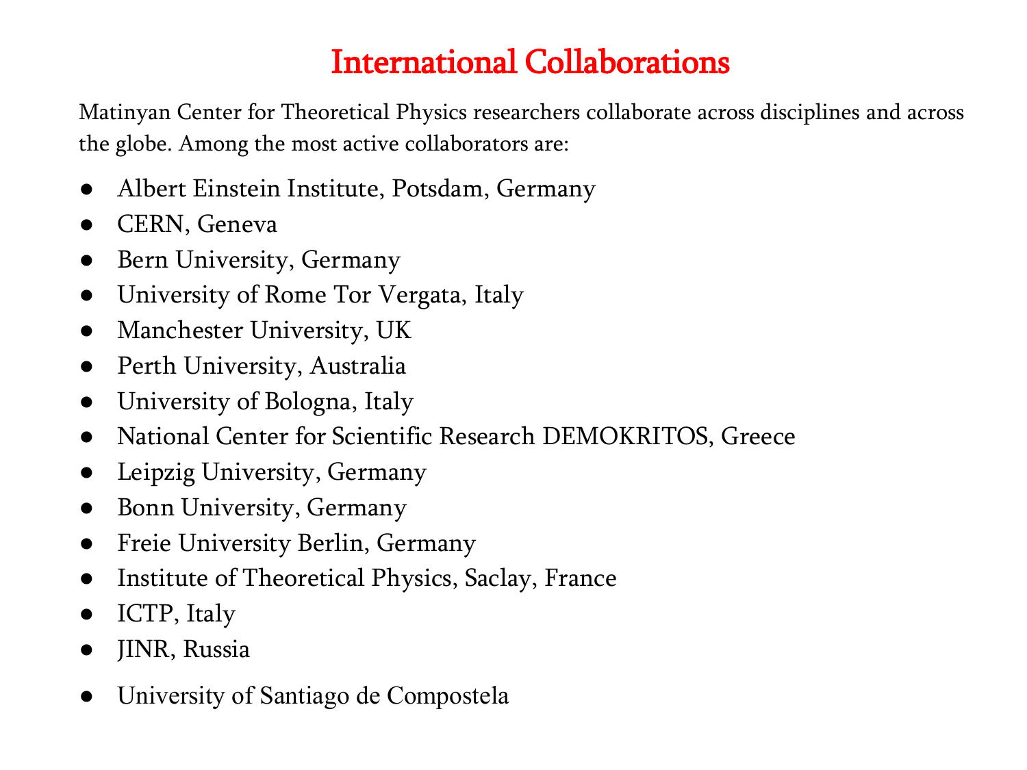# International Collaborations

Matinyan Center for Theoretical Physics researchers collaborate across disciplines and across the globe. Among the most active collaborators are:

- Albert Einstein Institute, Potsdam, Germany
- CERN, Geneva
- Bern University, Germany
- University of Rome Tor Vergata, Italy
- Manchester University, UK
- Perth University, Australia
- University of Bologna, Italy
- National Center for Scientific Research DEMOKRITOS, Greece
- Leipzig University, Germany
- Bonn University, Germany
- Freie University Berlin, Germany
- Institute of Theoretical Physics, Saclay, France
- ICTP, Italy
- JINR, Russia
- University of Santiago de Compostela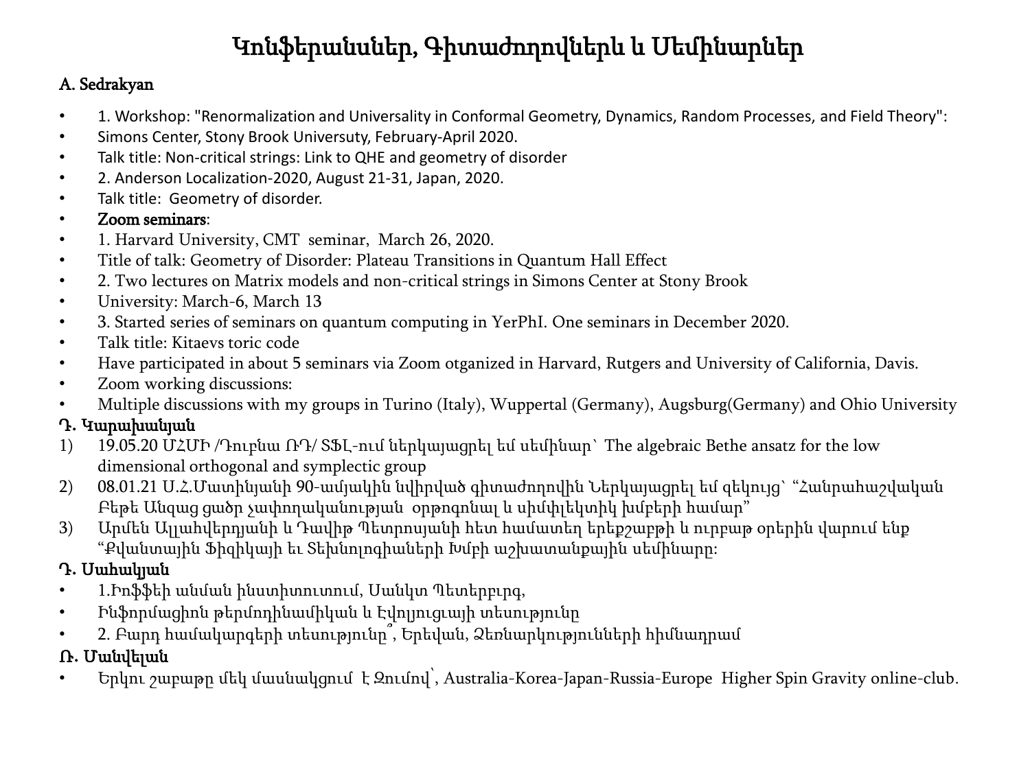# Կոնֆերանսներ, Գիտաժողովներն և Սեմինարներ

**A. Sedrakyan**

- 1. Workshop: "Renormalization and Universality in Conformal Geometry, Dynamics, Random Processes, and Field Theory":
- Simons Center, Stony Brook Universuty, February-April 2020.
- Talk title: Non-critical strings: Link to QHE and geometry of disorder
- 2. Anderson Localization-2020, August 21-31, Japan, 2020.
- Talk title: Geometry of disorder.
- **Zoom seminars**:
- 1. Harvard University, CMT seminar, March 26, 2020.
- Title of talk: Geometry of Disorder: Plateau Transitions in Quantum Hall Effect
- 2. Two lectures on Matrix models and non-critical strings in Simons Center at Stony Brook
- University: March-6, March 13
- 3. Started series of seminars on quantum computing in YerPhI. One seminars in December 2020.
- Talk title: Kitaevs toric code
- Have participated in about 5 seminars via Zoom otganized in Harvard, Rutgers and University of California, Davis.
- Zoom working discussions:
- Multiple discussions with my groups in Turino (Italy), Wuppertal (Germany), Augsburg(Germany) and Ohio University

**Դ. Կարախանյան**

1) 19.05.20 ՄՀՄԻ /Դուբնա ՌԴ/ ՏՖԼ-ում ներկայացրել եմ սեմինար` The algebraic Bethe ansatz for the low dimensional orthogonal and symplectic group
2) 08.01.21 Ս.Հ.Մատինյանի 90-ամյակին նվիրված գիտաժողովին Ներկայացրել եմ զեկույց` "Հանրահաշվական Բեթե Անզաց ցածր չափողականության օրթոգոնալ և սիմփլեկտիկ խմբերի համար"
3) Արմեն Ալլահվերդյանի և Դավիթ Պետրոսյանի հետ համատեղ երեքշաբթի և ուրբաթ օրերին վարում ենք "Քվանտային Ֆիզիկայի եւ Տեխնոլոգիաների Խմբի աշխատանքային սեմինարը:

**Դ. Սահակյան**

- 1.Իոֆֆեի անվան ինստիտուտում, Սանկտ Պետերբուրգ,
- Ինֆորմացիոն թերմոդինամիկան և Էվոլյուցայի տեսությունը
- 2. Բարդ համակարգերի տեսությունը՞, Երևվան, Ձեռնարկությունների հիմնադրամ

**Ռ. Մանվելան**

- Երկու շաբաթը մեկ մասնակցում է Զումով՝, Australia-Korea-Japan-Russia-Europe Higher Spin Gravity online-club.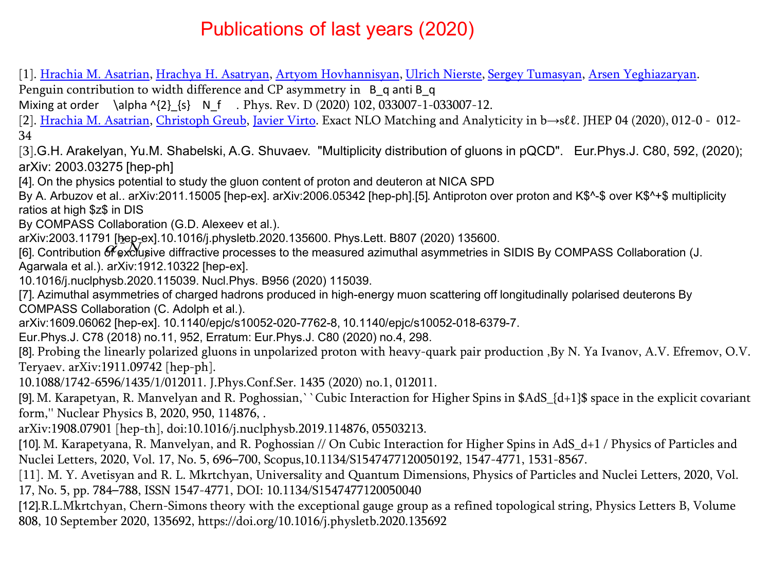# Publications of last years (2020)

[1]. Hrachia M. Asatrian, Hrachya H. Asatryan, Artyom Hovhannisyan, Ulrich Nierste, Sergey Tumasyan, Arsen Yeghiazaryan. Penguin contribution to width difference and CP asymmetry in B_q anti B_q Mixing at order \alpha ^{2}_{s} N_f . Phys. Rev. D (2020) 102, 033007-1-033007-12.

[2]. Hrachia M. Asatrian, Christoph Greub, Javier Virto. Exact NLO Matching and Analyticity in b→sℓℓ. JHEP 04 (2020), 012-0 - 012-34

[3].G.H. Arakelyan, Yu.M. Shabelski, A.G. Shuvaev. "Multiplicity distribution of gluons in pQCD". Eur.Phys.J. C80, 592, (2020); arXiv: 2003.03275 [hep-ph]

[4]. On the physics potential to study the gluon content of proton and deuteron at NICA SPD By A. Arbuzov et al.. arXiv:2011.15005 [hep-ex]. arXiv:2006.05342 [hep-ph].

[5]. Antiproton over proton and K$^-$ over K$^+$ multiplicity ratios at high $z$ in DIS By COMPASS Collaboration (G.D. Alexeev et al.). arXiv:2003.11791 [hep-ex].10.1016/j.physletb.2020.135600. Phys.Lett. B807 (2020) 135600.

[6]. Contribution of exclusive diffractive processes to the measured azimuthal asymmetries in SIDIS By COMPASS Collaboration (J. Agarwala et al.). arXiv:1912.10322 [hep-ex]. 10.1016/j.nuclphysb.2020.115039. Nucl.Phys. B956 (2020) 115039.

[7]. Azimuthal asymmetries of charged hadrons produced in high-energy muon scattering off longitudinally polarised deuterons By COMPASS Collaboration (C. Adolph et al.). arXiv:1609.06062 [hep-ex]. 10.1140/epjc/s10052-020-7762-8, 10.1140/epjc/s10052-018-6379-7. Eur.Phys.J. C78 (2018) no.11, 952, Erratum: Eur.Phys.J. C80 (2020) no.4, 298.

[8]. Probing the linearly polarized gluons in unpolarized proton with heavy-quark pair production ,By N. Ya Ivanov, A.V. Efremov, O.V. Teryaev. arXiv:1911.09742 [hep-ph]. 10.1088/1742-6596/1435/1/012011. J.Phys.Conf.Ser. 1435 (2020) no.1, 012011.

[9]. M. Karapetyan, R. Manvelyan and R. Poghossian,``Cubic Interaction for Higher Spins in $AdS_{d+1}$ space in the explicit covariant form,'' Nuclear Physics B, 2020, 950, 114876, . arXiv:1908.07901 [hep-th], doi:10.1016/j.nuclphysb.2019.114876, 05503213.

[10]. M. Karapetyana, R. Manvelyan, and R. Poghossian // On Cubic Interaction for Higher Spins in AdS_d+1 / Physics of Particles and Nuclei Letters, 2020, Vol. 17, No. 5, 696–700, Scopus,10.1134/S1547477120050192, 1547-4771, 1531-8567.

[11]. M. Y. Avetisyan and R. L. Mkrtchyan, Universality and Quantum Dimensions, Physics of Particles and Nuclei Letters, 2020, Vol. 17, No. 5, pp. 784–788, ISSN 1547-4771, DOI: 10.1134/S1547477120050040

[12].R.L.Mkrtchyan, Chern-Simons theory with the exceptional gauge group as a refined topological string, Physics Letters B, Volume 808, 10 September 2020, 135692, https://doi.org/10.1016/j.physletb.2020.135692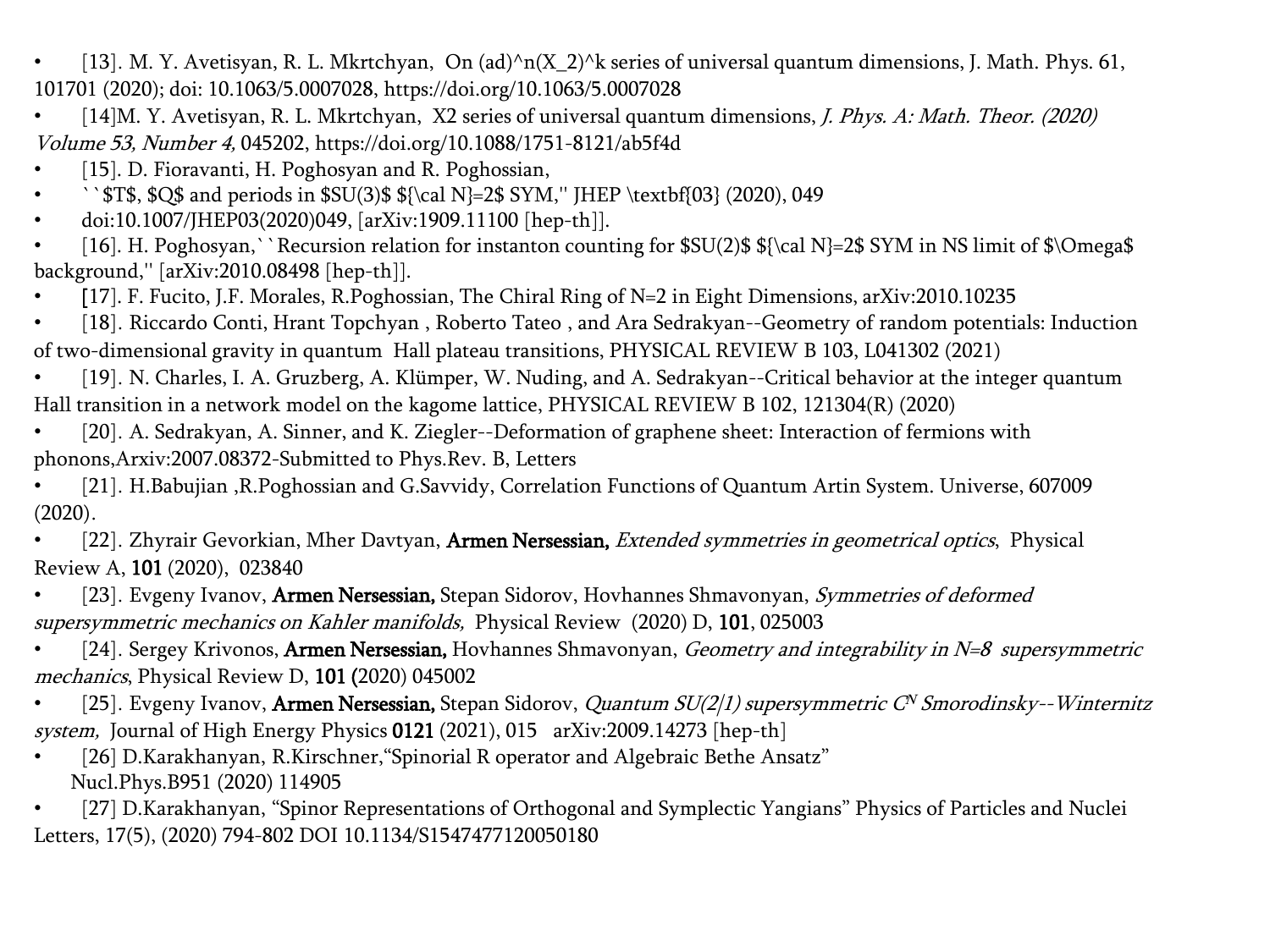- [13]. M. Y. Avetisyan, R. L. Mkrtchyan, On (ad)^n(X_2)^k series of universal quantum dimensions, J. Math. Phys. 61, 101701 (2020); doi: 10.1063/5.0007028, https://doi.org/10.1063/5.0007028
- [14]M. Y. Avetisyan, R. L. Mkrtchyan, X2 series of universal quantum dimensions, *J. Phys. A: Math. Theor. (2020) Volume 53, Number 4,* 045202, https://doi.org/10.1088/1751-8121/ab5f4d
- [15]. D. Fioravanti, H. Poghosyan and R. Poghossian,
- ``$T$, $Q$ and periods in $SU(3)$ ${\cal N}=2$ SYM,'' JHEP \textbf{03} (2020), 049
- doi:10.1007/JHEP03(2020)049, [arXiv:1909.11100 [hep-th]].
- [16]. H. Poghosyan,``Recursion relation for instanton counting for $SU(2)$ ${\cal N}=2$ SYM in NS limit of $\Omega$ background,'' [arXiv:2010.08498 [hep-th]].
- [17]. F. Fucito, J.F. Morales, R.Poghossian, The Chiral Ring of N=2 in Eight Dimensions, arXiv:2010.10235
- [18]. Riccardo Conti, Hrant Topchyan , Roberto Tateo , and Ara Sedrakyan--Geometry of random potentials: Induction of two-dimensional gravity in quantum Hall plateau transitions, PHYSICAL REVIEW B 103, L041302 (2021)
- [19]. N. Charles, I. A. Gruzberg, A. Klümper, W. Nuding, and A. Sedrakyan--Critical behavior at the integer quantum Hall transition in a network model on the kagome lattice, PHYSICAL REVIEW B 102, 121304(R) (2020)
- [20]. A. Sedrakyan, A. Sinner, and K. Ziegler--Deformation of graphene sheet: Interaction of fermions with phonons,Arxiv:2007.08372-Submitted to Phys.Rev. B, Letters
- [21]. H.Babujian ,R.Poghossian and G.Savvidy, Correlation Functions of Quantum Artin System. Universe, 607009 (2020).
- [22]. Zhyrair Gevorkian, Mher Davtyan, **Armen Nersessian,** *Extended symmetries in geometrical optics*, Physical Review A, **101** (2020), 023840
- [23]. Evgeny Ivanov, **Armen Nersessian,** Stepan Sidorov, Hovhannes Shmavonyan, *Symmetries of deformed supersymmetric mechanics on Kahler manifolds,* Physical Review (2020) D, **101**, 025003
- [24]. Sergey Krivonos, **Armen Nersessian,** Hovhannes Shmavonyan, *Geometry and integrability in N=8 supersymmetric mechanics*, Physical Review D, **101 (**2020) 045002
- [25]. Evgeny Ivanov, **Armen Nersessian,** Stepan Sidorov, *Quantum SU(2|1) supersymmetric $C^N$ Smorodinsky--Winternitz system,* Journal of High Energy Physics **0121** (2021), 015 arXiv:2009.14273 [hep-th]
- [26] D.Karakhanyan, R.Kirschner,"Spinorial R operator and Algebraic Bethe Ansatz" Nucl.Phys.B951 (2020) 114905
- [27] D.Karakhanyan, "Spinor Representations of Orthogonal and Symplectic Yangians" Physics of Particles and Nuclei Letters, 17(5), (2020) 794-802 DOI 10.1134/S1547477120050180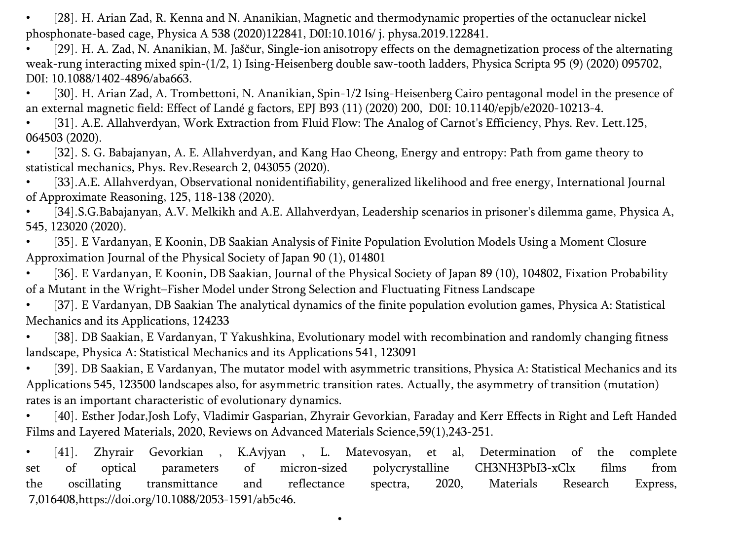- [28]. H. Arian Zad, R. Kenna and N. Ananikian, Magnetic and thermodynamic properties of the octanuclear nickel phosphonate-based cage, Physica A 538 (2020)122841, D0I:10.1016/ j. physa.2019.122841.
- [29]. H. A. Zad, N. Ananikian, M. Jaščur, Single-ion anisotropy effects on the demagnetization process of the alternating weak-rung interacting mixed spin-(1/2, 1) Ising-Heisenberg double saw-tooth ladders, Physica Scripta 95 (9) (2020) 095702, D0I: 10.1088/1402-4896/aba663.
- [30]. H. Arian Zad, A. Trombettoni, N. Ananikian, Spin-1/2 Ising-Heisenberg Cairo pentagonal model in the presence of an external magnetic field: Effect of Landé g factors, EPJ B93 (11) (2020) 200, D0I: 10.1140/epjb/e2020-10213-4.
- [31]. A.E. Allahverdyan, Work Extraction from Fluid Flow: The Analog of Carnot's Efficiency, Phys. Rev. Lett.125, 064503 (2020).
- [32]. S. G. Babajanyan, A. E. Allahverdyan, and Kang Hao Cheong, Energy and entropy: Path from game theory to statistical mechanics, Phys. Rev.Research 2, 043055 (2020).
- [33].A.E. Allahverdyan, Observational nonidentifiability, generalized likelihood and free energy, International Journal of Approximate Reasoning, 125, 118-138 (2020).
- [34].S.G.Babajanyan, A.V. Melkikh and A.E. Allahverdyan, Leadership scenarios in prisoner's dilemma game, Physica A, 545, 123020 (2020).
- [35]. E Vardanyan, E Koonin, DB Saakian Analysis of Finite Population Evolution Models Using a Moment Closure Approximation Journal of the Physical Society of Japan 90 (1), 014801
- [36]. E Vardanyan, E Koonin, DB Saakian, Journal of the Physical Society of Japan 89 (10), 104802, Fixation Probability of a Mutant in the Wright–Fisher Model under Strong Selection and Fluctuating Fitness Landscape
- [37]. E Vardanyan, DB Saakian The analytical dynamics of the finite population evolution games, Physica A: Statistical Mechanics and its Applications, 124233
- [38]. DB Saakian, E Vardanyan, T Yakushkina, Evolutionary model with recombination and randomly changing fitness landscape, Physica A: Statistical Mechanics and its Applications 541, 123091
- [39]. DB Saakian, E Vardanyan, The mutator model with asymmetric transitions, Physica A: Statistical Mechanics and its Applications 545, 123500 landscapes also, for asymmetric transition rates. Actually, the asymmetry of transition (mutation) rates is an important characteristic of evolutionary dynamics.
- [40]. Esther Jodar,Josh Lofy, Vladimir Gasparian, Zhyrair Gevorkian, Faraday and Kerr Effects in Right and Left Handed Films and Layered Materials, 2020, Reviews on Advanced Materials Science,59(1),243-251.
- [41]. Zhyrair Gevorkian , K.Avjyan , L. Matevosyan, et al, Determination of the complete set of optical parameters of micron-sized polycrystalline $CH_3NH_3PbI_{3-x}Cl_x$ films from the oscillating transmittance and reflectance spectra, 2020, Materials Research Express, 7,016408,https://doi.org/10.1088/2053-1591/ab5c46.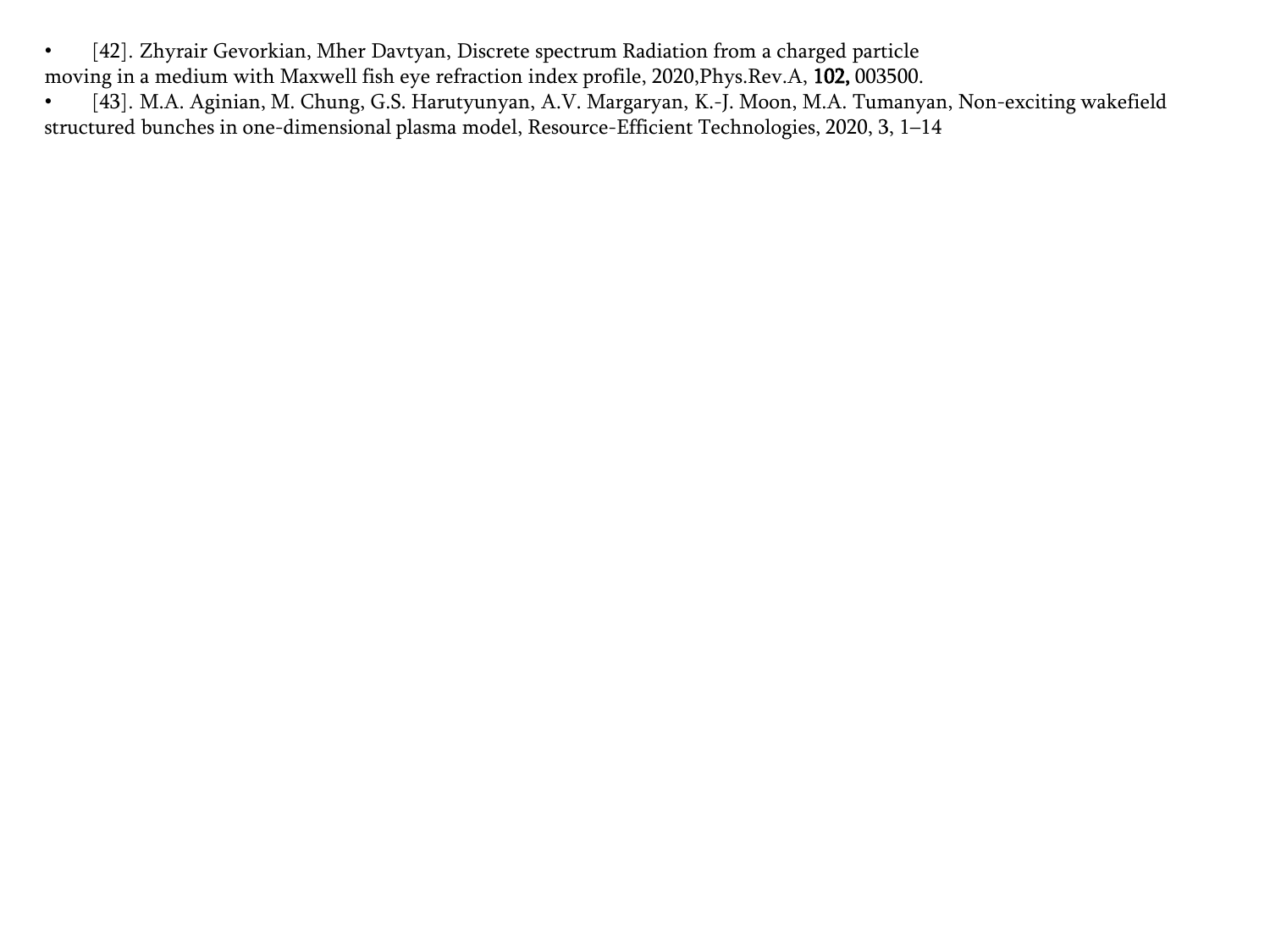- [42]. Zhyrair Gevorkian, Mher Davtyan, Discrete spectrum Radiation from a charged particle moving in a medium with Maxwell fish eye refraction index profile, 2020,Phys.Rev.A, **102,** 003500.
- [43]. M.A. Aginian, M. Chung, G.S. Harutyunyan, A.V. Margaryan, K.-J. Moon, M.A. Tumanyan, Non-exciting wakefield structured bunches in one-dimensional plasma model, Resource-Efficient Technologies, 2020, 3, 1–14